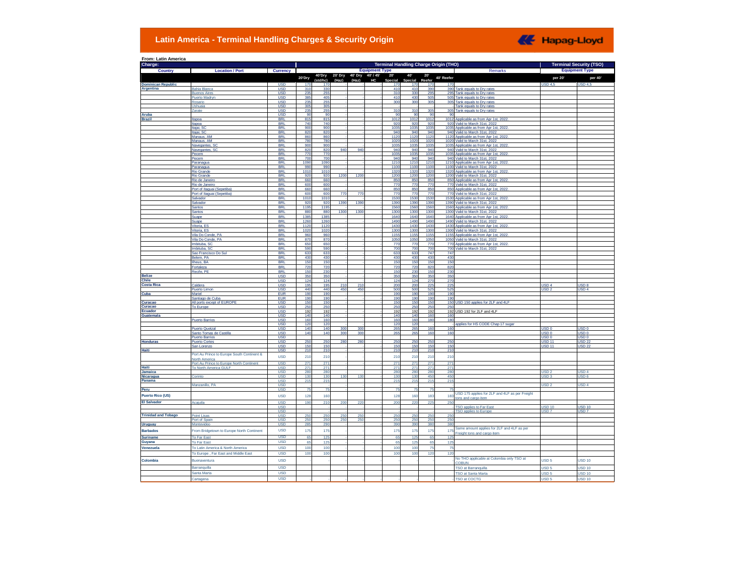# Latin America - Terminal Handling Charges & Security Origin

Hapag-Lloyd

**From: Latin America**

| Charge: | | | Terminal Handling Charge Origin (THO) | | | | | | | | | | Terminal Security (TSO) | |
|---|---|---|---|---|---|---|---|---|---|---|---|---|---|---|
| | | | Equipment Type | | | | | | | | | | Equipment Type | |
| Country | Location / Port | Currency | 20'Dry | 40'Dry (std/hc) | 20' Dry (Haz) | 40' Dry (Haz) | 40' / 45' HC | 20' Special | 40' Special | 20' Reefer | 40' Reefer | Remarks | per 20' | per 40' |
| Dominican Republic | | USD | 170 | 170 | - | - | - | 170 | 170 | 170 | 170 | | USD 4,5 | USD 4,5 |
| Argentina | Bahia Blanca | USD | 310 | 330 | - | - | - | 410 | 410 | 390 | 390 | Tank equals to Dry rates | | |
| | Buenos Aires | USD | 235 | 255 | - | - | - | 310 | 330 | 295 | 295 | Tank equals to Dry rates | | |
| | Puerto Madryn | USD | 385 | 405 | - | - | - | 410 | 430 | 505 | 505 | Tank equals to Dry rates | | |
| | Rosario | USD | 235 | 255 | - | - | - | 300 | 300 | 305 | 305 | Tank equals to Dry rates | | |
| | Ushuaia | USD | 305 | 305 | - | - | - | - | - | - | - | Tank equals to Dry rates | | |
| | Zarate | USD | 235 | 255 | - | - | - | 310 | 310 | 305 | 305 | Tank equals to Dry rates | | |
| Aruba | | USD | 90 | 90 | - | - | - | 90 | 90 | 90 | 90 | | | |
| Brazil | Itapoa | BRL | 815 | 815 | - | - | - | 1012 | 1012 | 1012 | 1012 | Applicable as from Apr 1st, 2022. | | |
| | Itapoa | BRL | 740 | 740 | - | - | - | 920 | 920 | 920 | 920 | Valid to March 31st, 2022 | | |
| | Itajai, SC | BRL | 900 | 900 | - | - | - | 1035 | 1035 | 1035 | 1035 | Applicable as from Apr 1st, 2022. | | |
| | Itajai, SC | BRL | 820 | 820 | - | - | - | 940 | 940 | 940 | 940 | Valid to March 31st, 2022 | | |
| | Manaus, AM | BRL | 860 | 860 | - | - | - | 1120 | 1120 | 1120 | 1120 | Applicable as from Apr 1st, 2022. | | |
| | Manaus, AM | BRL | 780 | 780 | - | - | - | 1020 | 1020 | 1020 | 1020 | Valid to March 31st, 2022 | | |
| | Navegantes, SC | BRL | 900 | 900 | - | - | - | 1035 | 1035 | 1035 | 1035 | Applicable as from Apr 1st, 2022. | | |
| | Navegantes, SC | BRL | 820 | 820 | 940 | 940 | - | 940 | 940 | 940 | 940 | Valid to March 31st, 2022 | | |
| | Pecem | BRL | 770 | 770 | - | - | - | 1035 | 1035 | 1035 | 1035 | Applicable as from Apr 1st, 2022. | | |
| | Pecem | BRL | 700 | 700 | - | - | - | 940 | 940 | 940 | 940 | Valid to March 31st, 2022 | | |
| | Paranagua | BRL | 1090 | 1090 | - | - | - | 1210 | 1210 | 1210 | 1210 | Applicable as from Apr 1st, 2022. | | |
| | Paranagua | BRL | 990 | 990 | - | - | - | 1100 | 1100 | 1100 | 1100 | Valid to March 31st, 2022 | | |
| | Rio Grande | BRL | 1010 | 1010 | - | - | - | 1320 | 1320 | 1320 | 1320 | Applicable as from Apr 1st, 2022. | | |
| | Rio Grande | BRL | 920 | 920 | 1200 | 1200 | - | 1200 | 1200 | 1200 | 1200 | Valid to March 31st, 2022 | | |
| | Rio de Janeiro | BRL | 660 | 660 | - | - | - | 850 | 850 | 850 | 850 | Applicable as from Apr 1st, 2022. | | |
| | Rio de Janeiro | BRL | 600 | 600 | - | - | - | 770 | 770 | 770 | 770 | Valid to March 31st, 2022 | | |
| | Port of Itaguai (Sepetiba) | BRL | 660 | 660 | - | - | - | 850 | 850 | 850 | 850 | Applicable as from Apr 1st, 2022. | | |
| | Port of Itaguai (Sepetiba) | BRL | 600 | 600 | 770 | 770 | - | 770 | 770 | 770 | 770 | Valid to March 31st, 2022 | | |
| | Salvador | BRL | 1010 | 1010 | - | - | - | 1530 | 1530 | 1530 | 1530 | Applicable as from Apr 1st, 2022. | | |
| | Salvador | BRL | 920 | 920 | 1390 | 1390 | - | 1390 | 1390 | 1390 | 1390 | Valid to March 31st, 2022 | | |
| | Santos | BRL | 1195 | 1195 | - | - | - | 1560 | 1560 | 1560 | 1560 | Applicable as from Apr 1st, 2022. | | |
| | Santos | BRL | 880 | 880 | 1300 | 1300 | - | 1300 | 1300 | 1300 | 1300 | Valid to March 31st, 2022 | | |
| | Suape | BRL | 1385 | 1385 | - | - | - | 1640 | 1640 | 1640 | 1640 | Applicable as from Apr 1st, 2022. | | |
| | Suape | BRL | 1260 | 1260 | - | - | - | 1490 | 1490 | 1490 | 1490 | Valid to March 31st, 2022 | | |
| | Vitoria, ES | BRL | 1120 | 1120 | - | - | - | 1430 | 1430 | 1430 | 1430 | Applicable as from Apr 1st, 2022. | | |
| | Vitoria, ES | BRL | 1020 | 1020 | - | - | - | 1300 | 1300 | 1300 | 1300 | Valid to March 31st, 2022 | | |
| | Vila Do Conde, PA | BRL | 960 | 960 | - | - | - | 1155 | 1155 | 1155 | 1155 | Applicable as from Apr 1st, 2022. | | |
| | Vila Do Conde, PA | BRL | 870 | 870 | - | - | - | 1050 | 1050 | 1050 | 1050 | Valid to March 31st, 2022 | | |
| | Imbituba, SC | BRL | 650 | 650 | - | - | - | 770 | 770 | 770 | 770 | Applicable as from Apr 1st, 2022. | | |
| | Imbituba, SC | BRL | 590 | 590 | - | - | - | 700 | 700 | 700 | 700 | Valid to March 31st, 2022 | | |
| | Sao Francisco Do Sul | BRL | 633 | 633 | - | - | - | 633 | 633 | 747 | 747 | | | |
| | Belem, PA | BRL | 430 | 430 | - | - | - | 430 | 430 | 430 | 430 | | | |
| | Ilheus, BA | BRL | 150 | 150 | - | - | - | 150 | 150 | 150 | 150 | | | |
| | Fortaleza | BRL | 720 | 720 | - | - | - | 720 | 720 | 820 | 820 | | | |
| | Recife, PE | BRL | 150 | 230 | - | - | - | 150 | 230 | 150 | 230 | | | |
| Belize | | USD | 350 | 350 | - | - | - | 350 | 350 | 350 | 350 | | | |
| Chile | | USD | 124 | 124 | - | - | - | 124 | 124 | 270 | 270 | | | |
| Costa Rica | Caldera | USD | 195 | 195 | 210 | 210 | - | 200 | 200 | 225 | 225 | | USD 4 | USD 8 |
| | Puerto Limon | USD | 440 | 440 | 450 | 450 | - | 500 | 500 | 525 | 525 | | USD 2 | USD 4 |
| Cuba | Mariel | EUR | 190 | 190 | - | - | - | 190 | 190 | 190 | 190 | | | |
| | Santiago de Cuba | EUR | 190 | 190 | - | - | - | 190 | 190 | 190 | 190 | | | |
| Curacao | All ports except of EUROPE | USD | 150 | 150 | - | - | - | 150 | 150 | 150 | 150 | USD 150 applies for 2LF and 4LF | | |
| Curacao | To Europe | USD | 250 | 250 | - | - | - | 250 | 250 | 250 | 250 | | | |
| Ecuador | | USD | 192 | 192 | - | - | - | 192 | 192 | 192 | 192 | USD 192 for 2LF and 4LF | | |
| Guatemala | | USD | 140 | 140 | - | - | - | 140 | 140 | 160 | 160 | | | |
| | Puerto Barrios | USD | 160 | 160 | - | - | - | 160 | 160 | 180 | 180 | | | |
| | | USD | 120 | 120 | - | - | - | 120 | 120 | - | - | applies for HS CODE Chap 17 sugar | | |
| | Puerto Quetzal | USD | 140 | 140 | 300 | 300 | - | 265 | 265 | 160 | 160 | | USD 0 | USD 0 |
| | Santo Tomas de Castilla | USD | 140 | 140 | 300 | 300 | - | 265 | 265 | 160 | 160 | | USD 0 | USD 0 |
| | Puerto Barrios | USD | | | | | | | | | | | USD 0 | USD 0 |
| Honduras | Puerto Cortes | USD | 250 | 250 | 280 | 280 | - | 250 | 250 | 250 | 250 | | USD 11 | USD 22 |
| | San Lorenzo | USD | 150 | 150 | - | - | - | 150 | 150 | 150 | 150 | | USD 11 | USD 22 |
| Haiti | | USD | 210 | 210 | - | - | - | 210 | 210 | 210 | 210 | | | |
| | Port Au Prince to Europe South Continent & North America | USD | 210 | 210 | - | - | - | 210 | 210 | 210 | 210 | | | |
| | Port Au Prince to Europe North Continent | USD | 271 | 271 | - | - | - | 271 | 271 | 271 | 271 | | | |
| Haiti | To North America GULF | USD | 271 | 271 | - | - | - | 271 | 271 | 271 | 271 | | | |
| Jamaica | | USD | 280 | 280 | - | - | - | 280 | 280 | 280 | 280 | | USD 2 | USD 4 |
| Nicaragua | Corinto | USD | 130 | 130 | 130 | 130 | - | 130 | 130 | 450 | 450 | | USD 3 | USD 6 |
| Panama | | USD | 215 | 215 | - | - | - | 215 | 215 | 215 | 215 | | | |
| | Manzanillo, PA | USD | | | | | | | | | | | USD 2 | USD 4 |
| Peru | | USD | 75 | 75 | - | - | - | 75 | 75 | 75 | 75 | | | |
| Puerto Rico (US) | | USD | 128 | 160 | - | - | - | 128 | 160 | 183 | 183 | USD 175 applies for 2LF and 4LF as per Freight tons and cargo item | | |
| El Salvador | Acajutla | USD | 190 | 210 | 200 | 220 | - | 200 | 220 | 225 | 250 | | | |
| | | USD | | | | | | | | | | TSO applies to Far East | USD 10 | USD 10 |
| | | USD | | | | | | | | | | TSO applies to Europe | USD 7 | USD 7 |
| Trinidad and Tobago | Point Lisas | USD | 250 | 250 | 250 | 250 | - | 250 | 250 | 250 | 250 | | | |
| | Port of Spain | USD | 250 | 250 | 250 | 250 | - | 250 | 250 | 250 | 250 | | | |
| Uruguay | Montevideo | USD | 285 | 290 | - | - | - | 390 | 390 | 380 | 380 | | | |
| Barbados | From Bridgetown to Europe North Continent | USD | 175 | 175 | - | - | - | 175 | 175 | 175 | 175 | Same amount applies for 2LF and 4LF as per Freight tons and cargo item | | |
| Suriname | To Far East | USD | 65 | 125 | - | - | - | 65 | 125 | 65 | 125 | | | |
| Guyana | To Far East | USD | 65 | 125 | - | - | - | 65 | 125 | 65 | 125 | | | |
| Venezuela | To Latin America & North America | USD | 100 | 100 | - | - | - | 100 | 100 | 75 | 75 | | | |
| | To Europe , Far East and Middle East | USD | 100 | 100 | - | - | - | 100 | 100 | 120 | 120 | | | |
| Colombia | Buenaventura | USD | - | - | - | - | - | - | - | - | - | No THO applicable at Colombia only TSO at COBUN | USD 5 | USD 10 |
| | Barranquilla | USD | | | | | | | | | | TSO at Barranquilla | USD 5 | USD 10 |
| | Santa Marta | USD | | | | | | | | | | TSO at Santa Marta | USD 5 | USD 10 |
| | Cartagena | USD | | | | | | | | | | TSO at COCTG | USD 5 | USD 10 |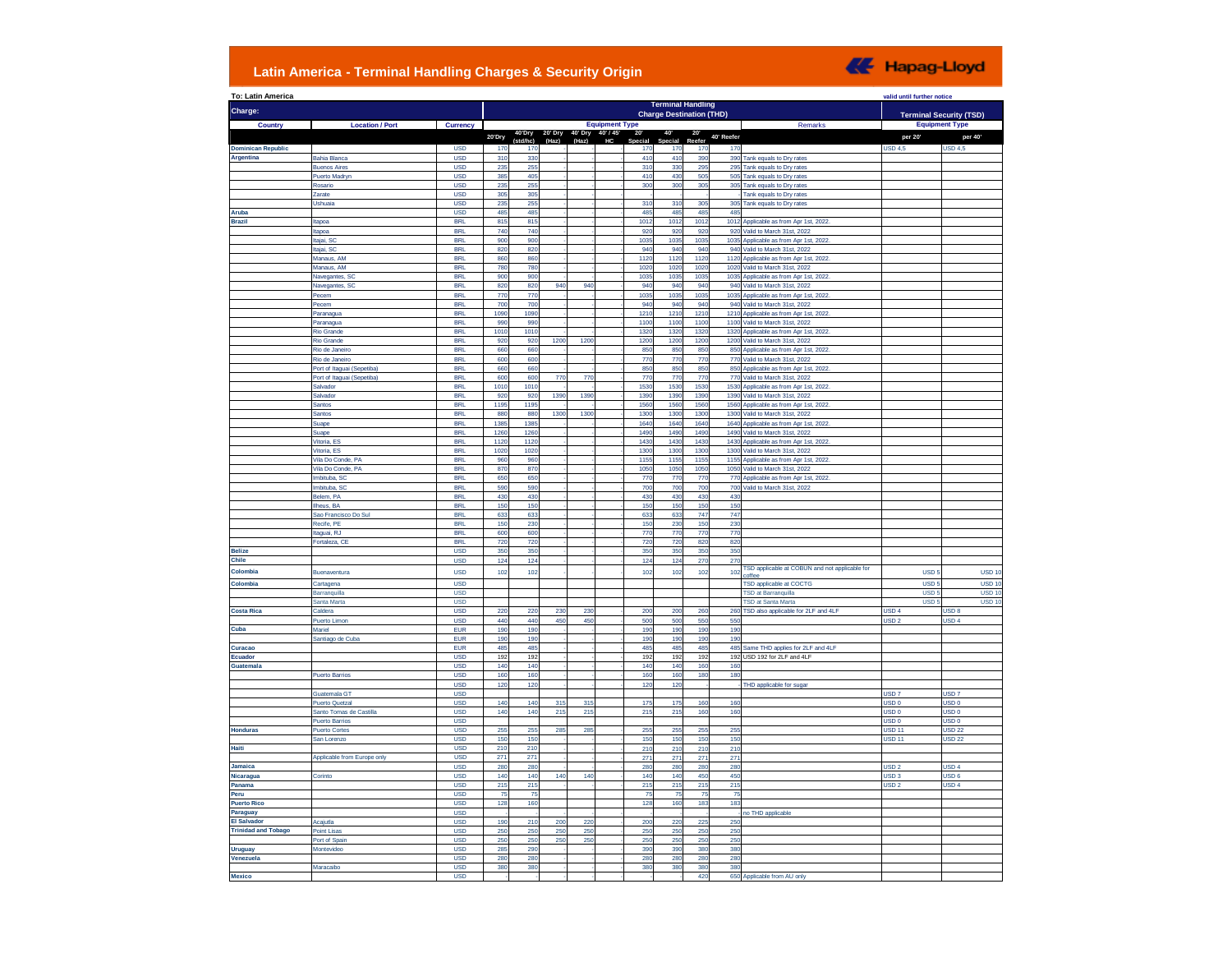# Latin America - Terminal Handling Charges & Security Origin

**Hapag-Lloyd**

**To: Latin America** — valid until further notice

| Charge: | | | Terminal Handling Charge Destination (THD) | | | | | | | | | | Terminal Security (TSD) | |
|---|---|---|---|---|---|---|---|---|---|---|---|---|---|---|
| | | | Equipment Type | | | | | | | | | | Equipment Type | |
| Country | Location / Port | Currency | 20'Dry | 40'Dry (std/hc) | 20' Dry (Haz) | 40' Dry (Haz) | 40' / 45' HC | 20' Special | 40' Special | 20' Reefer | 40' Reefer | Remarks | per 20' | per 40' |
| Dominican Republic | | USD | 170 | 170 | - | - | - | 170 | 170 | 170 | 170 | | USD 4,5 | USD 4,5 |
| Argentina | Bahia Blanca | USD | 310 | 330 | - | - | - | 410 | 410 | 390 | 390 | Tank equals to Dry rates | | |
| | Buenos Aires | USD | 235 | 255 | - | - | - | 310 | 330 | 295 | 295 | Tank equals to Dry rates | | |
| | Puerto Madryn | USD | 385 | 405 | - | - | - | 410 | 430 | 505 | 505 | Tank equals to Dry rates | | |
| | Rosario | USD | 235 | 255 | - | - | - | 300 | 300 | 305 | 305 | Tank equals to Dry rates | | |
| | Zarate | USD | 305 | 305 | - | - | - | - | - | - | - | Tank equals to Dry rates | | |
| | Ushuaia | USD | 235 | 255 | - | - | - | 310 | 310 | 305 | 305 | Tank equals to Dry rates | | |
| Aruba | | USD | 485 | 485 | - | - | - | 485 | 485 | 485 | 485 | | | |
| Brazil | Itapoa | BRL | 815 | 815 | - | - | - | 1012 | 1012 | 1012 | 1012 | Applicable as from Apr 1st, 2022. | | |
| | Itapoa | BRL | 740 | 740 | - | - | - | 920 | 920 | 920 | 920 | Valid to March 31st, 2022 | | |
| | Itajai, SC | BRL | 900 | 900 | - | - | - | 1035 | 1035 | 1035 | 1035 | Applicable as from Apr 1st, 2022. | | |
| | Itajai, SC | BRL | 820 | 820 | - | - | - | 940 | 940 | 940 | 940 | Valid to March 31st, 2022 | | |
| | Manaus, AM | BRL | 860 | 860 | - | - | - | 1120 | 1120 | 1120 | 1120 | Applicable as from Apr 1st, 2022. | | |
| | Manaus, AM | BRL | 780 | 780 | - | - | - | 1020 | 1020 | 1020 | 1020 | Valid to March 31st, 2022 | | |
| | Navegantes, SC | BRL | 900 | 900 | - | - | - | 1035 | 1035 | 1035 | 1035 | Applicable as from Apr 1st, 2022. | | |
| | Navegantes, SC | BRL | 820 | 820 | 940 | 940 | - | 940 | 940 | 940 | 940 | Valid to March 31st, 2022 | | |
| | Pecem | BRL | 770 | 770 | - | - | - | 1035 | 1035 | 1035 | 1035 | Applicable as from Apr 1st, 2022. | | |
| | Pecem | BRL | 700 | 700 | - | - | - | 940 | 940 | 940 | 940 | Valid to March 31st, 2022 | | |
| | Paranagua | BRL | 1090 | 1090 | - | - | - | 1210 | 1210 | 1210 | 1210 | Applicable as from Apr 1st, 2022. | | |
| | Paranagua | BRL | 990 | 990 | - | - | - | 1100 | 1100 | 1100 | 1100 | Valid to March 31st, 2022 | | |
| | Rio Grande | BRL | 1010 | 1010 | - | - | - | 1320 | 1320 | 1320 | 1320 | Applicable as from Apr 1st, 2022. | | |
| | Rio Grande | BRL | 920 | 920 | 1200 | 1200 | - | 1200 | 1200 | 1200 | 1200 | Valid to March 31st, 2022 | | |
| | Rio de Janeiro | BRL | 660 | 660 | - | - | - | 850 | 850 | 850 | 850 | Applicable as from Apr 1st, 2022. | | |
| | Rio de Janeiro | BRL | 600 | 600 | - | - | - | 770 | 770 | 770 | 770 | Valid to March 31st, 2022 | | |
| | Port of Itaguai (Sepetiba) | BRL | 660 | 660 | - | - | - | 850 | 850 | 850 | 850 | Applicable as from Apr 1st, 2022. | | |
| | Port of Itaguai (Sepetiba) | BRL | 600 | 600 | 770 | 770 | - | 770 | 770 | 770 | 770 | Valid to March 31st, 2022 | | |
| | Salvador | BRL | 1010 | 1010 | - | - | - | 1530 | 1530 | 1530 | 1530 | Applicable as from Apr 1st, 2022. | | |
| | Salvador | BRL | 920 | 920 | 1390 | 1390 | - | 1390 | 1390 | 1390 | 1390 | Valid to March 31st, 2022 | | |
| | Santos | BRL | 1195 | 1195 | - | - | - | 1560 | 1560 | 1560 | 1560 | Applicable as from Apr 1st, 2022. | | |
| | Santos | BRL | 880 | 880 | 1300 | 1300 | - | 1300 | 1300 | 1300 | 1300 | Valid to March 31st, 2022 | | |
| | Suape | BRL | 1385 | 1385 | - | - | - | 1640 | 1640 | 1640 | 1640 | Applicable as from Apr 1st, 2022. | | |
| | Suape | BRL | 1260 | 1260 | - | - | - | 1490 | 1490 | 1490 | 1490 | Valid to March 31st, 2022 | | |
| | Vitoria, ES | BRL | 1120 | 1120 | - | - | - | 1430 | 1430 | 1430 | 1430 | Applicable as from Apr 1st, 2022. | | |
| | Vitoria, ES | BRL | 1020 | 1020 | - | - | - | 1300 | 1300 | 1300 | 1300 | Valid to March 31st, 2022 | | |
| | Vila Do Conde, PA | BRL | 960 | 960 | - | - | - | 1155 | 1155 | 1155 | 1155 | Applicable as from Apr 1st, 2022. | | |
| | Vila Do Conde, PA | BRL | 870 | 870 | - | - | - | 1050 | 1050 | 1050 | 1050 | Valid to March 31st, 2022 | | |
| | Imbituba, SC | BRL | 650 | 650 | - | - | - | 770 | 770 | 770 | 770 | Applicable as from Apr 1st, 2022. | | |
| | Imbituba, SC | BRL | 590 | 590 | - | - | - | 700 | 700 | 700 | 700 | Valid to March 31st, 2022 | | |
| | Belem, PA | BRL | 430 | 430 | - | - | - | 430 | 430 | 430 | 430 | | | |
| | Ilheus, BA | BRL | 150 | 150 | - | - | - | 150 | 150 | 150 | 150 | | | |
| | Sao Francisco Do Sul | BRL | 633 | 633 | - | - | - | 633 | 633 | 747 | 747 | | | |
| | Recife, PE | BRL | 150 | 230 | - | - | - | 150 | 230 | 150 | 230 | | | |
| | Itaguai, RJ | BRL | 600 | 600 | - | - | - | 770 | 770 | 770 | 770 | | | |
| | Fortaleza, CE | BRL | 720 | 720 | - | - | - | 720 | 720 | 820 | 820 | | | |
| Belize | | USD | 350 | 350 | - | - | - | 350 | 350 | 350 | 350 | | | |
| Chile | | USD | 124 | 124 | - | - | - | 124 | 124 | 270 | 270 | | | |
| Colombia | Buenaventura | USD | 102 | 102 | - | - | - | 102 | 102 | 102 | 102 | TSD applicable at COBUN and not applicable for coffee | USD 5 | USD 10 |
| Colombia | Cartagena | USD | | | | | | | | | | TSD applicable at COCTG | USD 5 | USD 10 |
| | Barranquilla | USD | | | | | | | | | | TSD at Barranquilla | USD 5 | USD 10 |
| | Santa Marta | USD | | | | | | | | | | TSD at Santa Marta | USD 5 | USD 10 |
| Costa Rica | Caldera | USD | 220 | 220 | 230 | 230 | - | 200 | 200 | 260 | 260 | TSD also applicable for 2LF and 4LF | USD 4 | USD 8 |
| | Puerto Limon | USD | 440 | 440 | 450 | 450 | - | 500 | 500 | 550 | 550 | | USD 2 | USD 4 |
| Cuba | Mariel | EUR | 190 | 190 | - | - | - | 190 | 190 | 190 | 190 | | | |
| | Santiago de Cuba | EUR | 190 | 190 | - | - | - | 190 | 190 | 190 | 190 | | | |
| Curacao | | EUR | 485 | 485 | - | - | - | 485 | 485 | 485 | 485 | Same THD applies for 2LF and 4LF | | |
| Ecuador | | USD | 192 | 192 | - | - | - | 192 | 192 | 192 | 192 | USD 192 for 2LF and 4LF | | |
| Guatemala | | USD | 140 | 140 | - | - | - | 140 | 140 | 160 | 160 | | | |
| | Puerto Barrios | USD | 160 | 160 | - | - | - | 160 | 160 | 180 | 180 | | | |
| | | USD | 120 | 120 | - | - | - | 120 | 120 | | | THD applicable for sugar | | |
| | Guatemala GT | USD | | | | | | | | | | | USD 7 | USD 7 |
| | Puerto Quetzal | USD | 140 | 140 | 315 | 315 | - | 175 | 175 | 160 | 160 | | USD 0 | USD 0 |
| | Santo Tomas de Castilla | USD | 140 | 140 | 215 | 215 | - | 215 | 215 | 160 | 160 | | USD 0 | USD 0 |
| | Puerto Barrios | USD | | | | | | | | | | | USD 0 | USD 0 |
| Honduras | Puerto Cortes | USD | 255 | 255 | 285 | 285 | - | 255 | 255 | 255 | 255 | | USD 11 | USD 22 |
| | San Lorenzo | USD | 150 | 150 | - | - | - | 150 | 150 | 150 | 150 | | USD 11 | USD 22 |
| Haiti | | USD | 210 | 210 | - | - | - | 210 | 210 | 210 | 210 | | | |
| | Applicable from Europe only | USD | 271 | 271 | - | - | - | 271 | 271 | 271 | 271 | | | |
| Jamaica | | USD | 280 | 280 | - | - | - | 280 | 280 | 280 | 280 | | USD 2 | USD 4 |
| Nicaragua | Corinto | USD | 140 | 140 | 140 | 140 | - | 140 | 140 | 450 | 450 | | USD 3 | USD 6 |
| Panama | | USD | 215 | 215 | - | - | - | 215 | 215 | 215 | 215 | | USD 2 | USD 4 |
| Peru | | USD | 75 | 75 | - | - | - | 75 | 75 | 75 | 75 | | | |
| Puerto Rico | | USD | 128 | 160 | - | - | - | 128 | 160 | 183 | 183 | | | |
| Paraguay | | USD | - | - | - | - | - | - | - | - | - | no THD applicable | | |
| El Salvador | Acajutla | USD | 190 | 210 | 200 | 220 | - | 200 | 220 | 225 | 250 | | | |
| Trinidad and Tobago | Point Lisas | USD | 250 | 250 | 250 | 250 | - | 250 | 250 | 250 | 250 | | | |
| | Port of Spain | USD | 250 | 250 | 250 | 250 | - | 250 | 250 | 250 | 250 | | | |
| Uruguay | Montevideo | USD | 285 | 290 | - | - | - | 390 | 390 | 380 | 380 | | | |
| Venezuela | | USD | 280 | 280 | - | - | - | 280 | 280 | 280 | 280 | | | |
| | Maracaibo | USD | 380 | 380 | - | - | - | 380 | 380 | 380 | 380 | | | |
| Mexico | | USD | - | - | - | - | - | - | - | 420 | 650 | Applicable from AU only | | |